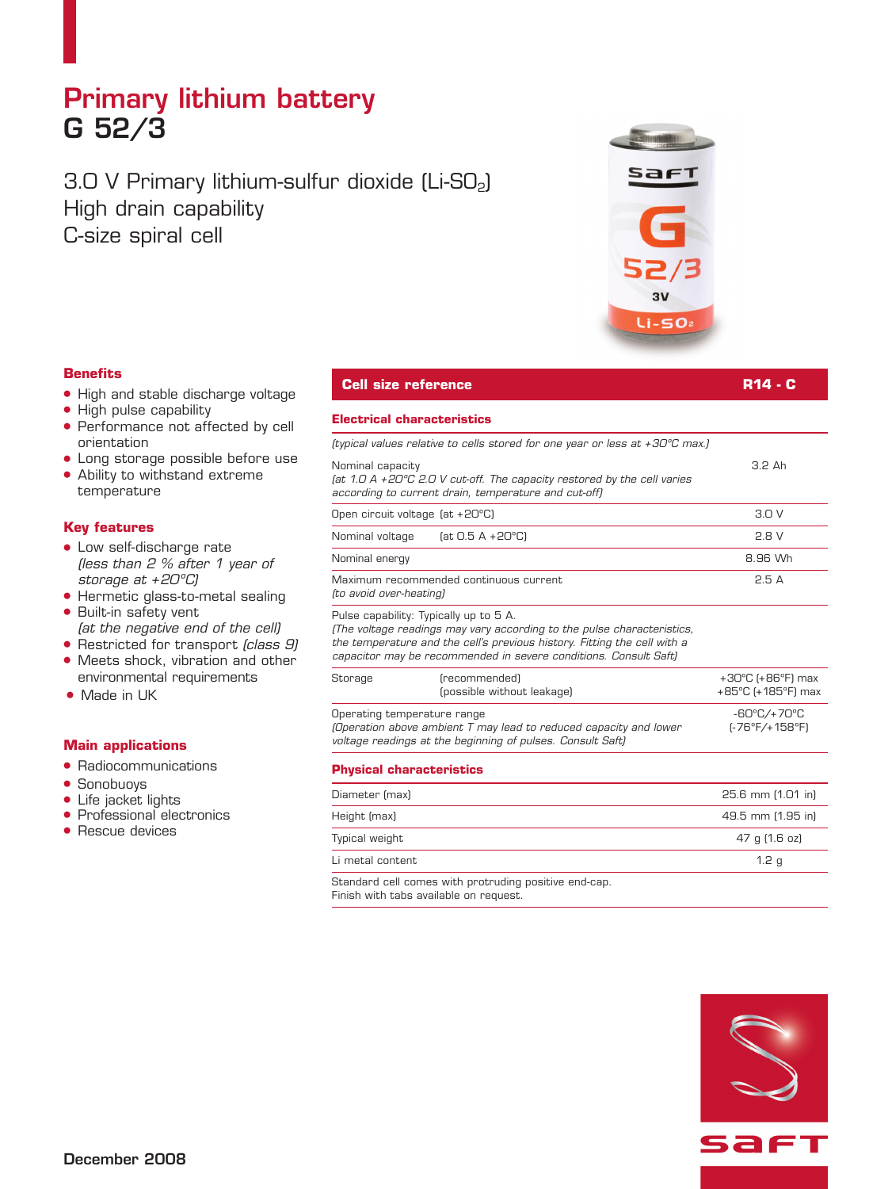# Primary lithium battery
# G 52/3

## 3.0 V Primary lithium-sulfur dioxide (Li-$SO_2$)
## High drain capability
## C-size spiral cell

### Benefits

- High and stable discharge voltage
- High pulse capability
- Performance not affected by cell orientation
- Long storage possible before use
- Ability to withstand extreme temperature

### Key features

- Low self-discharge rate *(less than 2 % after 1 year of storage at +20°C)*
- Hermetic glass-to-metal sealing
- Built-in safety vent *(at the negative end of the cell)*
- Restricted for transport *(class 9)*
- Meets shock, vibration and other environmental requirements
- Made in UK

### Main applications

- Radiocommunications
- Sonobuoys
- Life jacket lights
- Professional electronics
- Rescue devices

| **Cell size reference** | **R14 - C** |
|---|---|
| **Electrical characteristics** | |
| *(typical values relative to cells stored for one year or less at +30°C max.)* | |
| Nominal capacity *(at 1.0 A +20°C 2.0 V cut-off. The capacity restored by the cell varies according to current drain, temperature and cut-off)* | 3.2 Ah |
| Open circuit voltage (at +20°C) | 3.0 V |
| Nominal voltage (at 0.5 A +20°C) | 2.8 V |
| Nominal energy | 8.96 Wh |
| Maximum recommended continuous current *(to avoid over-heating)* | 2.5 A |
| Pulse capability: Typically up to 5 A. *(The voltage readings may vary according to the pulse characteristics, the temperature and the cell's previous history. Fitting the cell with a capacitor may be recommended in severe conditions. Consult Saft)* | |
| Storage (recommended) | +30°C (+86°F) max |
| Storage (possible without leakage) | +85°C (+185°F) max |
| Operating temperature range *(Operation above ambient T may lead to reduced capacity and lower voltage readings at the beginning of pulses. Consult Saft)* | -60°C/+70°C (-76°F/+158°F) |
| **Physical characteristics** | |
| Diameter (max) | 25.6 mm (1.01 in) |
| Height (max) | 49.5 mm (1.95 in) |
| Typical weight | 47 g (1.6 oz) |
| Li metal content | 1.2 g |

Standard cell comes with protruding positive end-cap.
Finish with tabs available on request.

December 2008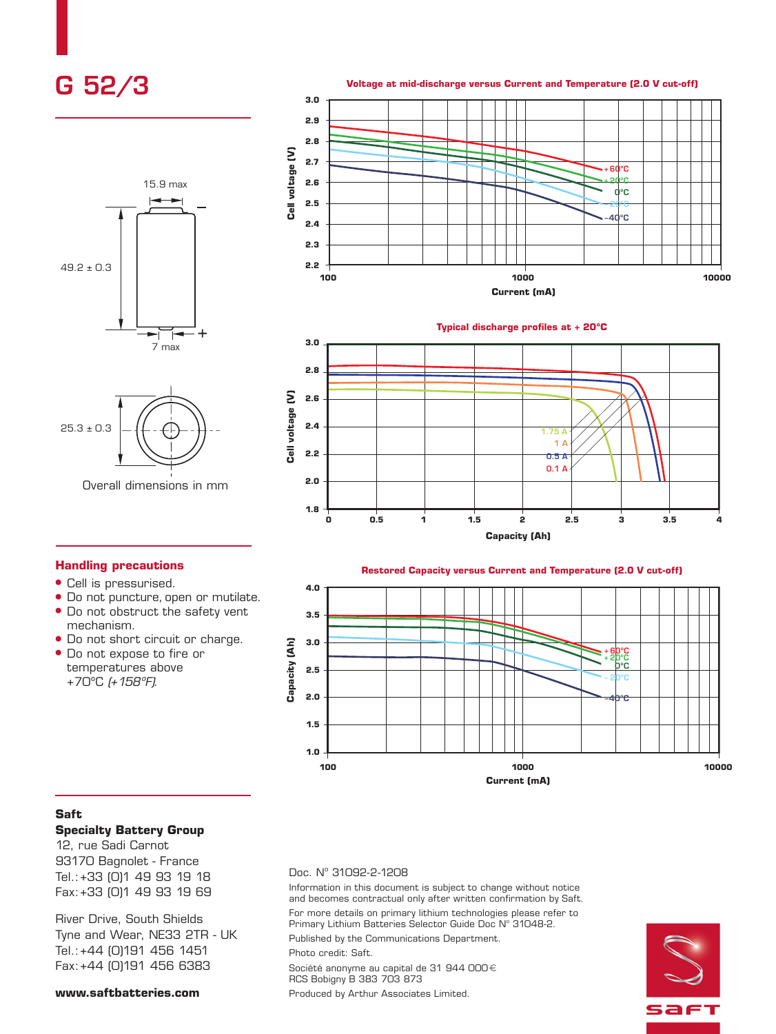# G 52/3

15.9 max

49.2 ± 0.3

7 max

25.3 ± 0.3

Overall dimensions in mm

Voltage at mid-discharge versus Current and Temperature (2.0 V cut-off)

Cell voltage (V)

3.0
2.9
2.8
2.7
2.6
2.5
2.4
2.3
2.2

100
1000
10000

Current (mA)

+60°C
+20°C
0°C
-20°C
-40°C

Typical discharge profiles at + 20°C

Cell voltage (V)

3.0
2.8
2.6
2.4
2.2
2.0
1.8

0
0.5
1
1.5
2
2.5
3
3.5
4

Capacity (Ah)

1.75 A
1 A
0.5 A
0.1 A

Restored Capacity versus Current and Temperature (2.0 V cut-off)

Capacity (Ah)

4.0
3.5
3.0
2.5
2.0
1.5
1.0

100
1000
10000

Current (mA)

+60°C
+20°C
0°C
-20°C
-40°C

## Handling precautions

- Cell is pressurised.
- Do not puncture, open or mutilate.
- Do not obstruct the safety vent mechanism.
- Do not short circuit or charge.
- Do not expose to fire or temperatures above +70°C *(+158°F)*.

**Saft**
**Specialty Battery Group**
12, rue Sadi Carnot
93170 Bagnolet - France
Tel.: +33 (0)1 49 93 19 18
Fax: +33 (0)1 49 93 19 69

River Drive, South Shields
Tyne and Wear, NE33 2TR - UK
Tel.: +44 (0)191 456 1451
Fax: +44 (0)191 456 6383

**www.saftbatteries.com**

Doc. N° 31092-2-1208

Information in this document is subject to change without notice and becomes contractual only after written confirmation by Saft.

For more details on primary lithium technologies please refer to Primary Lithium Batteries Selector Guide Doc N° 31048-2.

Published by the Communications Department.

Photo credit: Saft.

Société anonyme au capital de 31 944 000 €
RCS Bobigny B 383 703 873

Produced by Arthur Associates Limited.